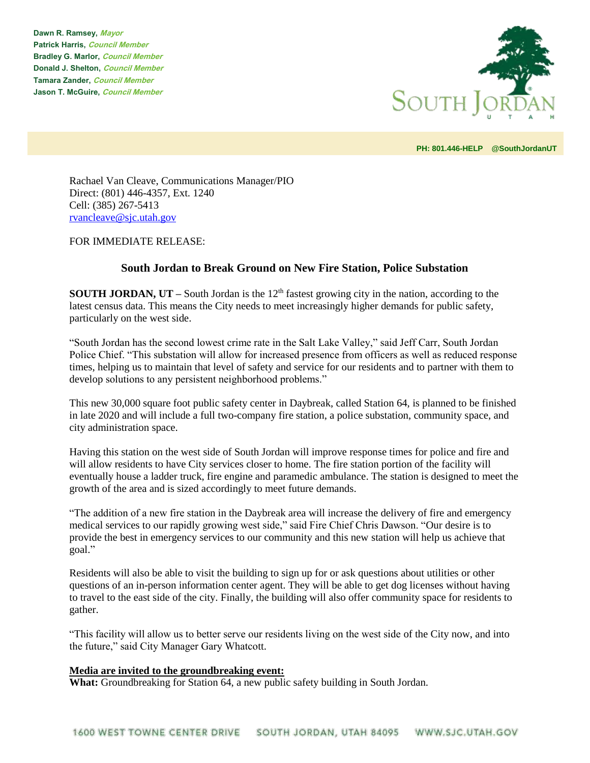**Dawn R. Ramsey,** ***Mayor***
**Patrick Harris,** ***Council Member***
**Bradley G. Marlor,** ***Council Member***
**Donald J. Shelton,** ***Council Member***
**Tamara Zander,** ***Council Member***
**Jason T. McGuire,** ***Council Member***

SOUTH JORDAN
U T A H

**PH: 801.446-HELP @SouthJordanUT**

Rachael Van Cleave, Communications Manager/PIO
Direct: (801) 446-4357, Ext. 1240
Cell: (385) 267-5413
rvancleave@sjc.utah.gov

FOR IMMEDIATE RELEASE:

## South Jordan to Break Ground on New Fire Station, Police Substation

**SOUTH JORDAN, UT –** South Jordan is the 12th fastest growing city in the nation, according to the latest census data. This means the City needs to meet increasingly higher demands for public safety, particularly on the west side.

"South Jordan has the second lowest crime rate in the Salt Lake Valley," said Jeff Carr, South Jordan Police Chief. "This substation will allow for increased presence from officers as well as reduced response times, helping us to maintain that level of safety and service for our residents and to partner with them to develop solutions to any persistent neighborhood problems."

This new 30,000 square foot public safety center in Daybreak, called Station 64, is planned to be finished in late 2020 and will include a full two-company fire station, a police substation, community space, and city administration space.

Having this station on the west side of South Jordan will improve response times for police and fire and will allow residents to have City services closer to home. The fire station portion of the facility will eventually house a ladder truck, fire engine and paramedic ambulance. The station is designed to meet the growth of the area and is sized accordingly to meet future demands.

"The addition of a new fire station in the Daybreak area will increase the delivery of fire and emergency medical services to our rapidly growing west side," said Fire Chief Chris Dawson. "Our desire is to provide the best in emergency services to our community and this new station will help us achieve that goal."

Residents will also be able to visit the building to sign up for or ask questions about utilities or other questions of an in-person information center agent. They will be able to get dog licenses without having to travel to the east side of the city. Finally, the building will also offer community space for residents to gather.

"This facility will allow us to better serve our residents living on the west side of the City now, and into the future," said City Manager Gary Whatcott.

**Media are invited to the groundbreaking event:**
**What:** Groundbreaking for Station 64, a new public safety building in South Jordan.

1600 WEST TOWNE CENTER DRIVE SOUTH JORDAN, UTAH 84095 WWW.SJC.UTAH.GOV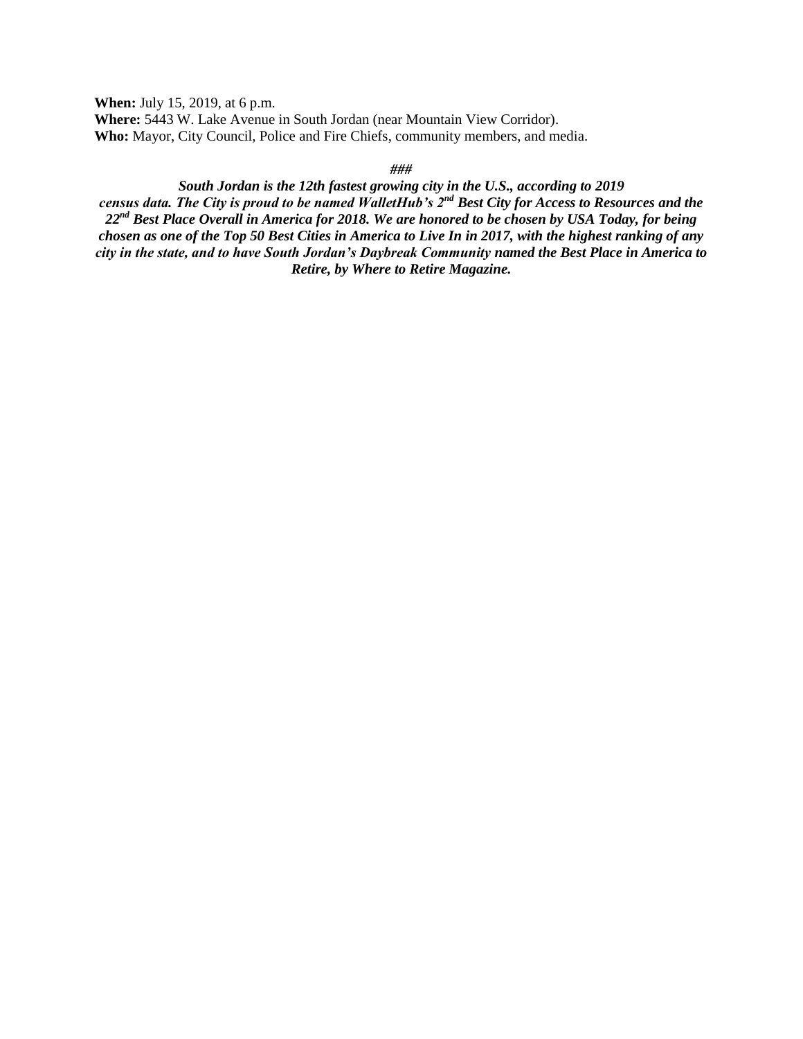**When:** July 15, 2019, at 6 p.m.
**Where:** 5443 W. Lake Avenue in South Jordan (near Mountain View Corridor).
**Who:** Mayor, City Council, Police and Fire Chiefs, community members, and media.

***###***

***South Jordan is the 12th fastest growing city in the U.S., according to 2019 census data. The City is proud to be named WalletHub's 2nd Best City for Access to Resources and the 22nd Best Place Overall in America for 2018. We are honored to be chosen by USA Today, for being chosen as one of the Top 50 Best Cities in America to Live In in 2017, with the highest ranking of any city in the state, and to have South Jordan's Daybreak Community named the Best Place in America to Retire, by Where to Retire Magazine.***